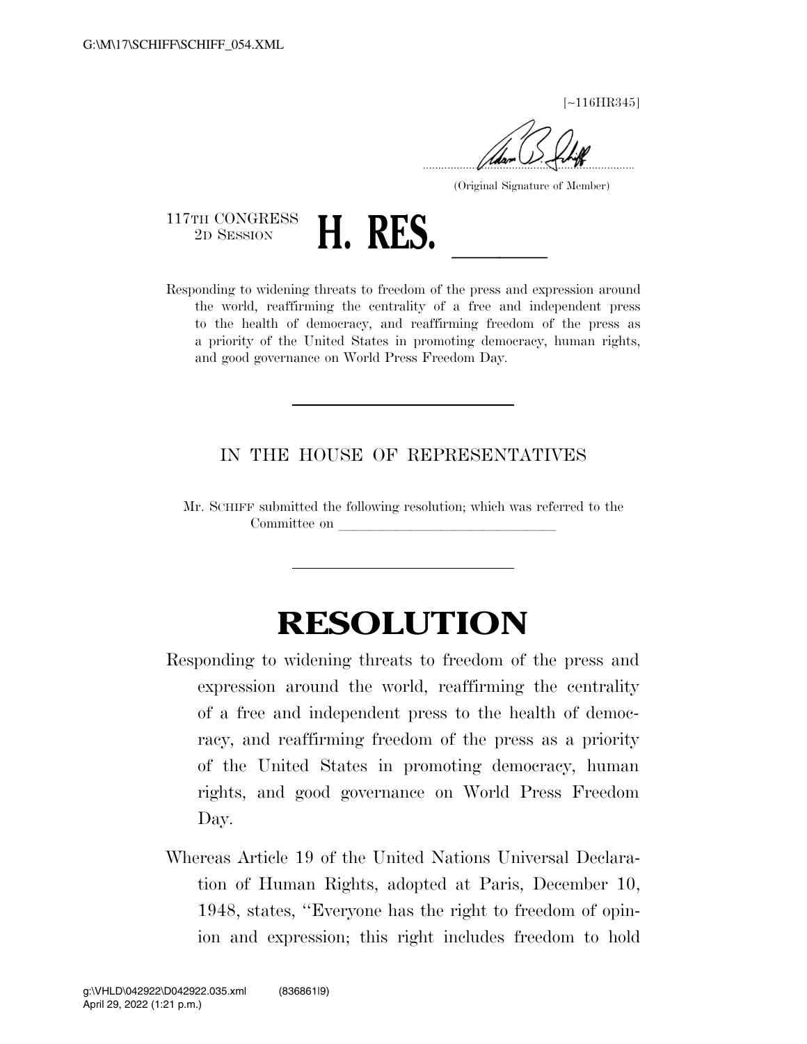[~116HR345]

(Original Signature of Member)

117TH CONGRESS
2D SESSION

# H. RES. \_\_\_\_\_\_

Responding to widening threats to freedom of the press and expression around the world, reaffirming the centrality of a free and independent press to the health of democracy, and reaffirming freedom of the press as a priority of the United States in promoting democracy, human rights, and good governance on World Press Freedom Day.

---

IN THE HOUSE OF REPRESENTATIVES

Mr. SCHIFF submitted the following resolution; which was referred to the Committee on \_\_\_\_\_\_\_\_\_\_\_\_\_\_\_\_\_\_\_\_\_\_\_\_\_\_\_\_\_\_

---

# RESOLUTION

Responding to widening threats to freedom of the press and expression around the world, reaffirming the centrality of a free and independent press to the health of democracy, and reaffirming freedom of the press as a priority of the United States in promoting democracy, human rights, and good governance on World Press Freedom Day.

Whereas Article 19 of the United Nations Universal Declaration of Human Rights, adopted at Paris, December 10, 1948, states, "Everyone has the right to freedom of opinion and expression; this right includes freedom to hold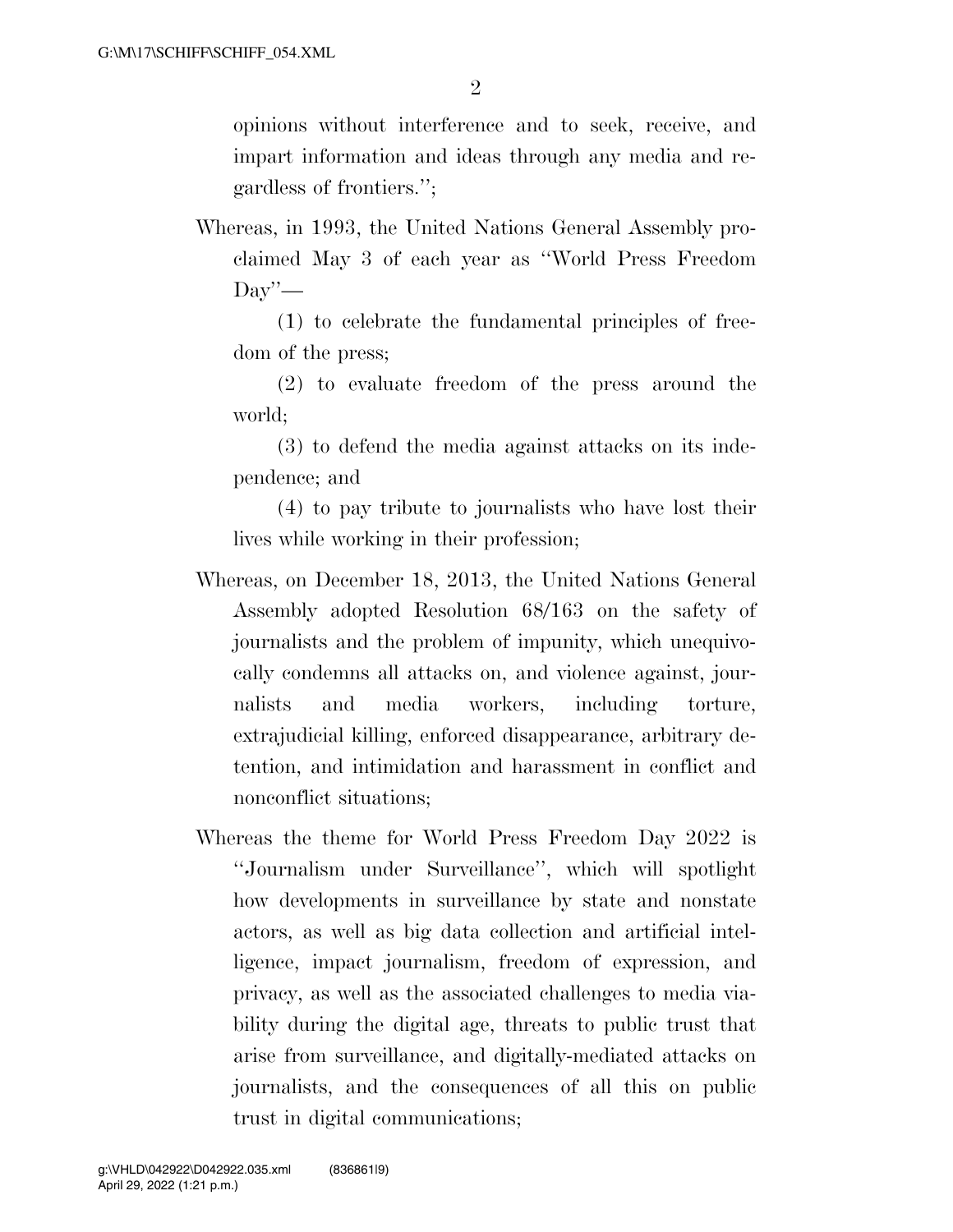opinions without interference and to seek, receive, and impart information and ideas through any media and regardless of frontiers.'';

Whereas, in 1993, the United Nations General Assembly proclaimed May 3 of each year as ''World Press Freedom Day''—

(1) to celebrate the fundamental principles of freedom of the press;

(2) to evaluate freedom of the press around the world;

(3) to defend the media against attacks on its independence; and

(4) to pay tribute to journalists who have lost their lives while working in their profession;

Whereas, on December 18, 2013, the United Nations General Assembly adopted Resolution 68/163 on the safety of journalists and the problem of impunity, which unequivocally condemns all attacks on, and violence against, journalists and media workers, including torture, extrajudicial killing, enforced disappearance, arbitrary detention, and intimidation and harassment in conflict and nonconflict situations;

Whereas the theme for World Press Freedom Day 2022 is ''Journalism under Surveillance'', which will spotlight how developments in surveillance by state and nonstate actors, as well as big data collection and artificial intelligence, impact journalism, freedom of expression, and privacy, as well as the associated challenges to media viability during the digital age, threats to public trust that arise from surveillance, and digitally-mediated attacks on journalists, and the consequences of all this on public trust in digital communications;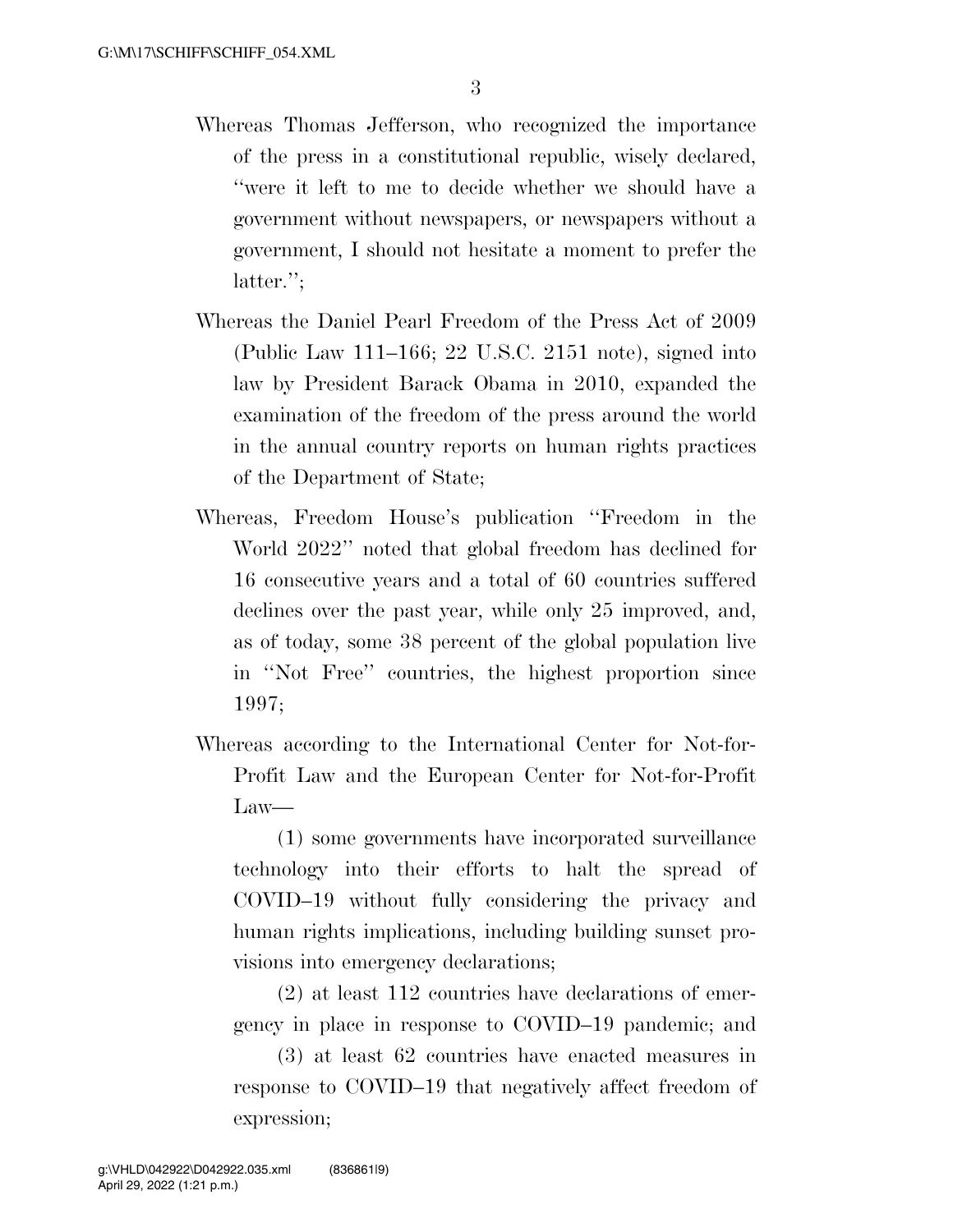Whereas Thomas Jefferson, who recognized the importance of the press in a constitutional republic, wisely declared, ''were it left to me to decide whether we should have a government without newspapers, or newspapers without a government, I should not hesitate a moment to prefer the latter.'';

Whereas the Daniel Pearl Freedom of the Press Act of 2009 (Public Law 111–166; 22 U.S.C. 2151 note), signed into law by President Barack Obama in 2010, expanded the examination of the freedom of the press around the world in the annual country reports on human rights practices of the Department of State;

Whereas, Freedom House's publication ''Freedom in the World 2022'' noted that global freedom has declined for 16 consecutive years and a total of 60 countries suffered declines over the past year, while only 25 improved, and, as of today, some 38 percent of the global population live in ''Not Free'' countries, the highest proportion since 1997;

Whereas according to the International Center for Not-for-Profit Law and the European Center for Not-for-Profit Law—

(1) some governments have incorporated surveillance technology into their efforts to halt the spread of COVID–19 without fully considering the privacy and human rights implications, including building sunset provisions into emergency declarations;

(2) at least 112 countries have declarations of emergency in place in response to COVID–19 pandemic; and

(3) at least 62 countries have enacted measures in response to COVID–19 that negatively affect freedom of expression;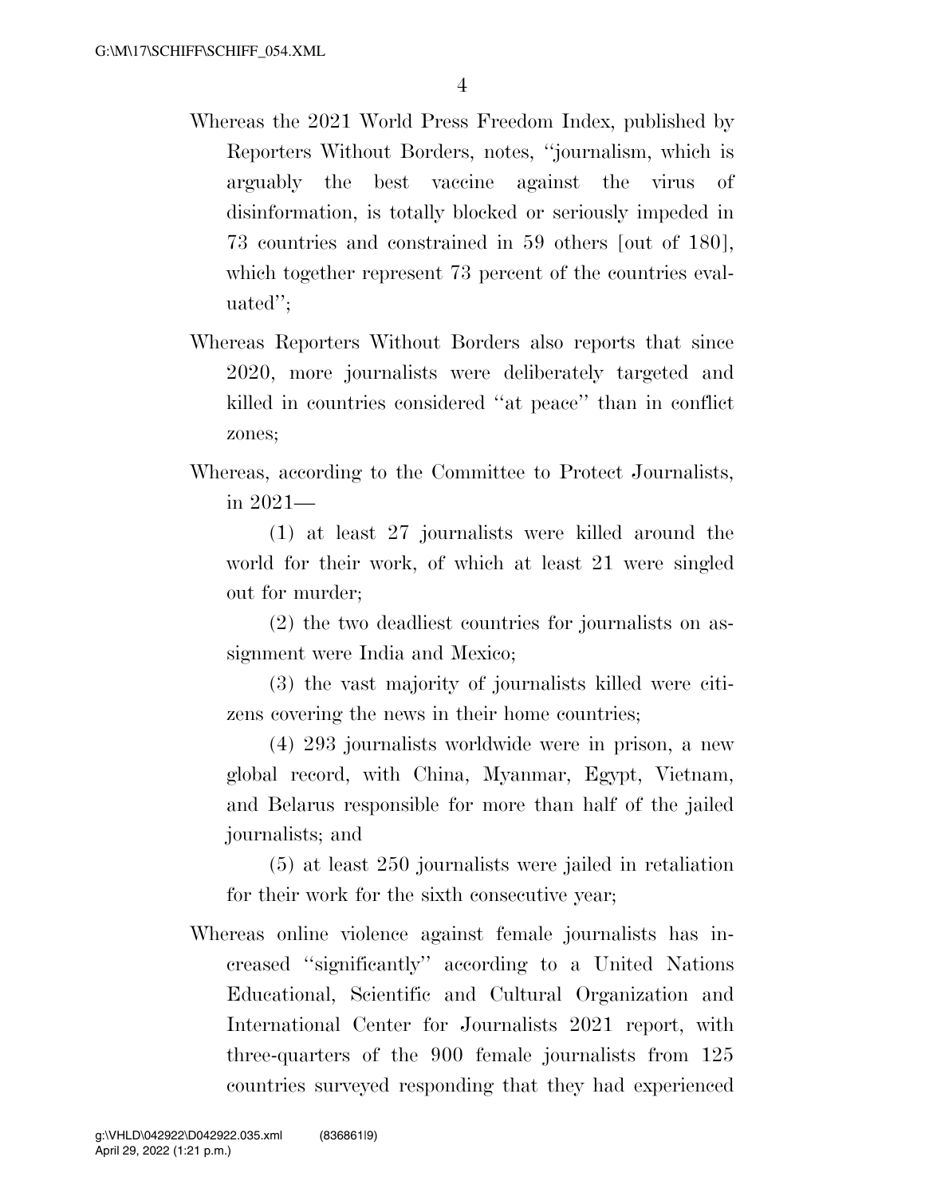Whereas the 2021 World Press Freedom Index, published by Reporters Without Borders, notes, ''journalism, which is arguably the best vaccine against the virus of disinformation, is totally blocked or seriously impeded in 73 countries and constrained in 59 others [out of 180], which together represent 73 percent of the countries evaluated'';

Whereas Reporters Without Borders also reports that since 2020, more journalists were deliberately targeted and killed in countries considered ''at peace'' than in conflict zones;

Whereas, according to the Committee to Protect Journalists, in 2021—

(1) at least 27 journalists were killed around the world for their work, of which at least 21 were singled out for murder;

(2) the two deadliest countries for journalists on assignment were India and Mexico;

(3) the vast majority of journalists killed were citizens covering the news in their home countries;

(4) 293 journalists worldwide were in prison, a new global record, with China, Myanmar, Egypt, Vietnam, and Belarus responsible for more than half of the jailed journalists; and

(5) at least 250 journalists were jailed in retaliation for their work for the sixth consecutive year;

Whereas online violence against female journalists has increased ''significantly'' according to a United Nations Educational, Scientific and Cultural Organization and International Center for Journalists 2021 report, with three-quarters of the 900 female journalists from 125 countries surveyed responding that they had experienced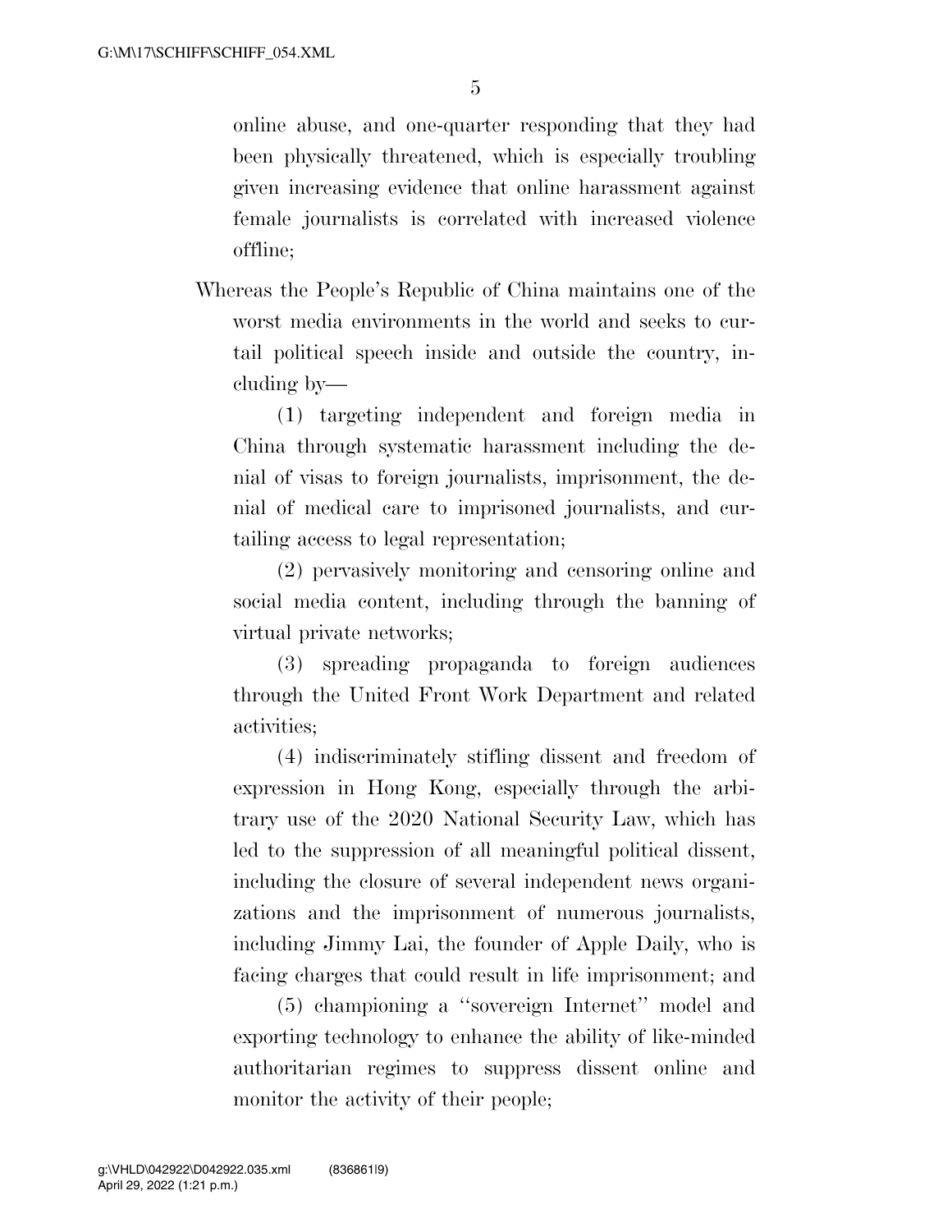online abuse, and one-quarter responding that they had been physically threatened, which is especially troubling given increasing evidence that online harassment against female journalists is correlated with increased violence offline;

Whereas the People's Republic of China maintains one of the worst media environments in the world and seeks to curtail political speech inside and outside the country, including by—

(1) targeting independent and foreign media in China through systematic harassment including the denial of visas to foreign journalists, imprisonment, the denial of medical care to imprisoned journalists, and curtailing access to legal representation;

(2) pervasively monitoring and censoring online and social media content, including through the banning of virtual private networks;

(3) spreading propaganda to foreign audiences through the United Front Work Department and related activities;

(4) indiscriminately stifling dissent and freedom of expression in Hong Kong, especially through the arbitrary use of the 2020 National Security Law, which has led to the suppression of all meaningful political dissent, including the closure of several independent news organizations and the imprisonment of numerous journalists, including Jimmy Lai, the founder of Apple Daily, who is facing charges that could result in life imprisonment; and

(5) championing a ''sovereign Internet'' model and exporting technology to enhance the ability of like-minded authoritarian regimes to suppress dissent online and monitor the activity of their people;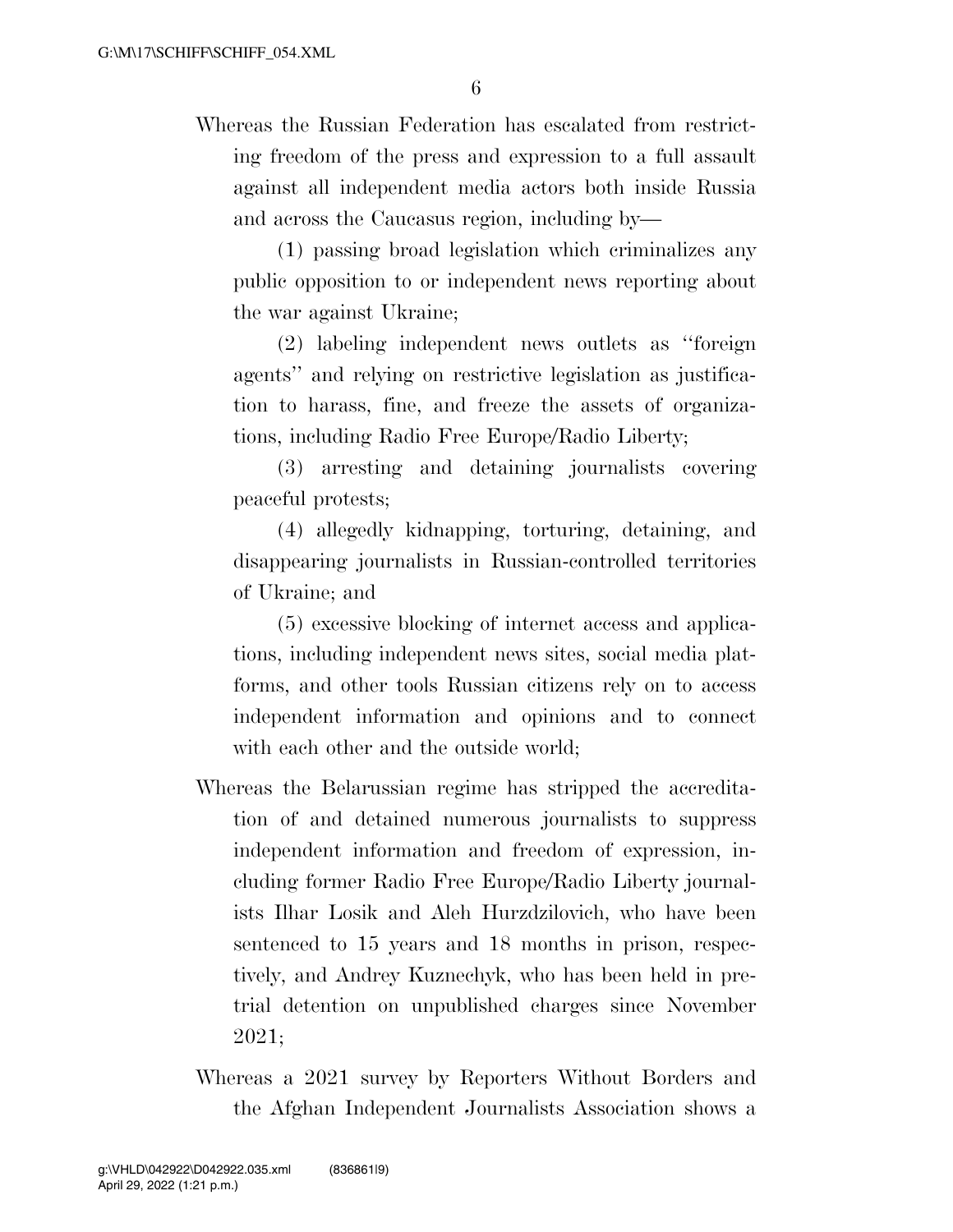Whereas the Russian Federation has escalated from restricting freedom of the press and expression to a full assault against all independent media actors both inside Russia and across the Caucasus region, including by—

(1) passing broad legislation which criminalizes any public opposition to or independent news reporting about the war against Ukraine;

(2) labeling independent news outlets as ''foreign agents'' and relying on restrictive legislation as justification to harass, fine, and freeze the assets of organizations, including Radio Free Europe/Radio Liberty;

(3) arresting and detaining journalists covering peaceful protests;

(4) allegedly kidnapping, torturing, detaining, and disappearing journalists in Russian-controlled territories of Ukraine; and

(5) excessive blocking of internet access and applications, including independent news sites, social media platforms, and other tools Russian citizens rely on to access independent information and opinions and to connect with each other and the outside world;

Whereas the Belarussian regime has stripped the accreditation of and detained numerous journalists to suppress independent information and freedom of expression, including former Radio Free Europe/Radio Liberty journalists Ihar Losik and Aleh Hurzdzilovich, who have been sentenced to 15 years and 18 months in prison, respectively, and Andrey Kuznechyk, who has been held in pretrial detention on unpublished charges since November 2021;

Whereas a 2021 survey by Reporters Without Borders and the Afghan Independent Journalists Association shows a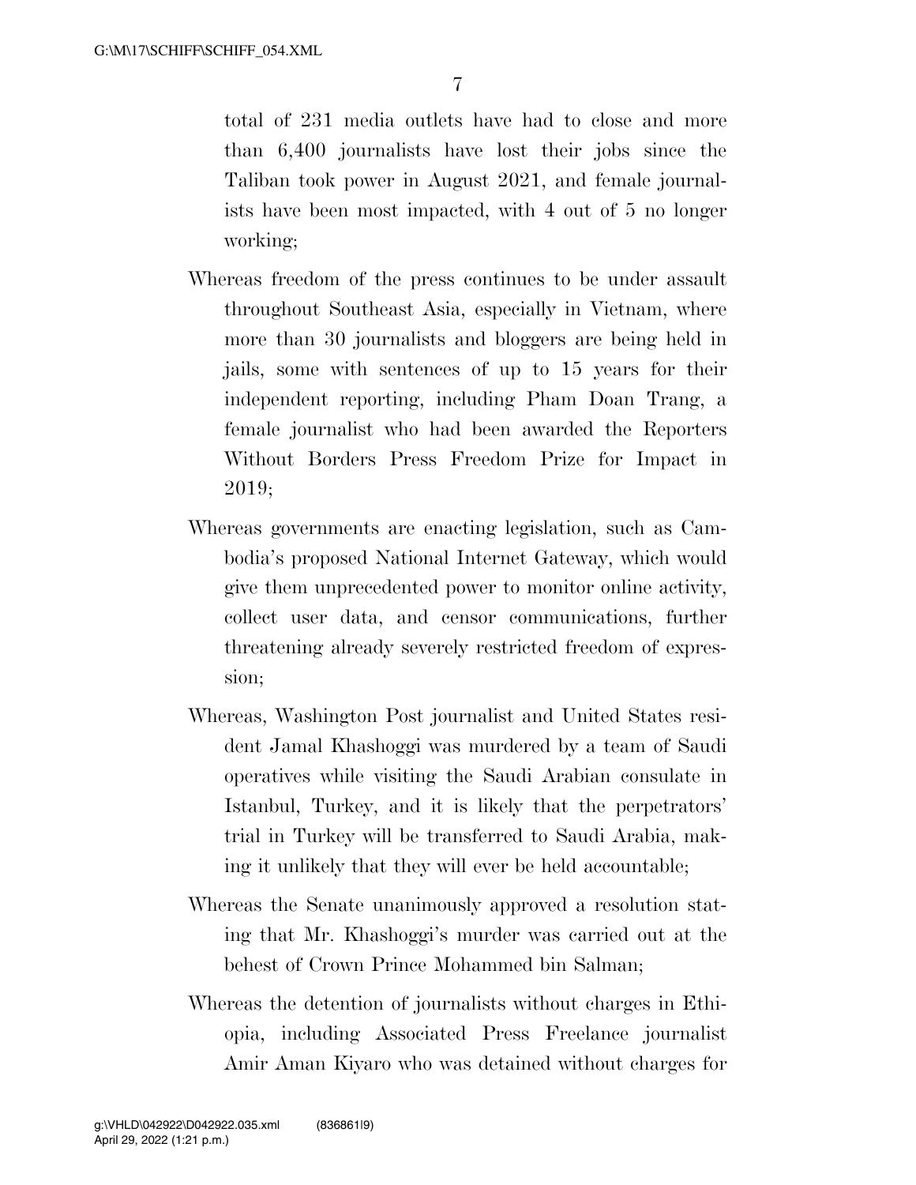total of 231 media outlets have had to close and more than 6,400 journalists have lost their jobs since the Taliban took power in August 2021, and female journalists have been most impacted, with 4 out of 5 no longer working;

Whereas freedom of the press continues to be under assault throughout Southeast Asia, especially in Vietnam, where more than 30 journalists and bloggers are being held in jails, some with sentences of up to 15 years for their independent reporting, including Pham Doan Trang, a female journalist who had been awarded the Reporters Without Borders Press Freedom Prize for Impact in 2019;

Whereas governments are enacting legislation, such as Cambodia's proposed National Internet Gateway, which would give them unprecedented power to monitor online activity, collect user data, and censor communications, further threatening already severely restricted freedom of expression;

Whereas, Washington Post journalist and United States resident Jamal Khashoggi was murdered by a team of Saudi operatives while visiting the Saudi Arabian consulate in Istanbul, Turkey, and it is likely that the perpetrators' trial in Turkey will be transferred to Saudi Arabia, making it unlikely that they will ever be held accountable;

Whereas the Senate unanimously approved a resolution stating that Mr. Khashoggi's murder was carried out at the behest of Crown Prince Mohammed bin Salman;

Whereas the detention of journalists without charges in Ethiopia, including Associated Press Freelance journalist Amir Aman Kiyaro who was detained without charges for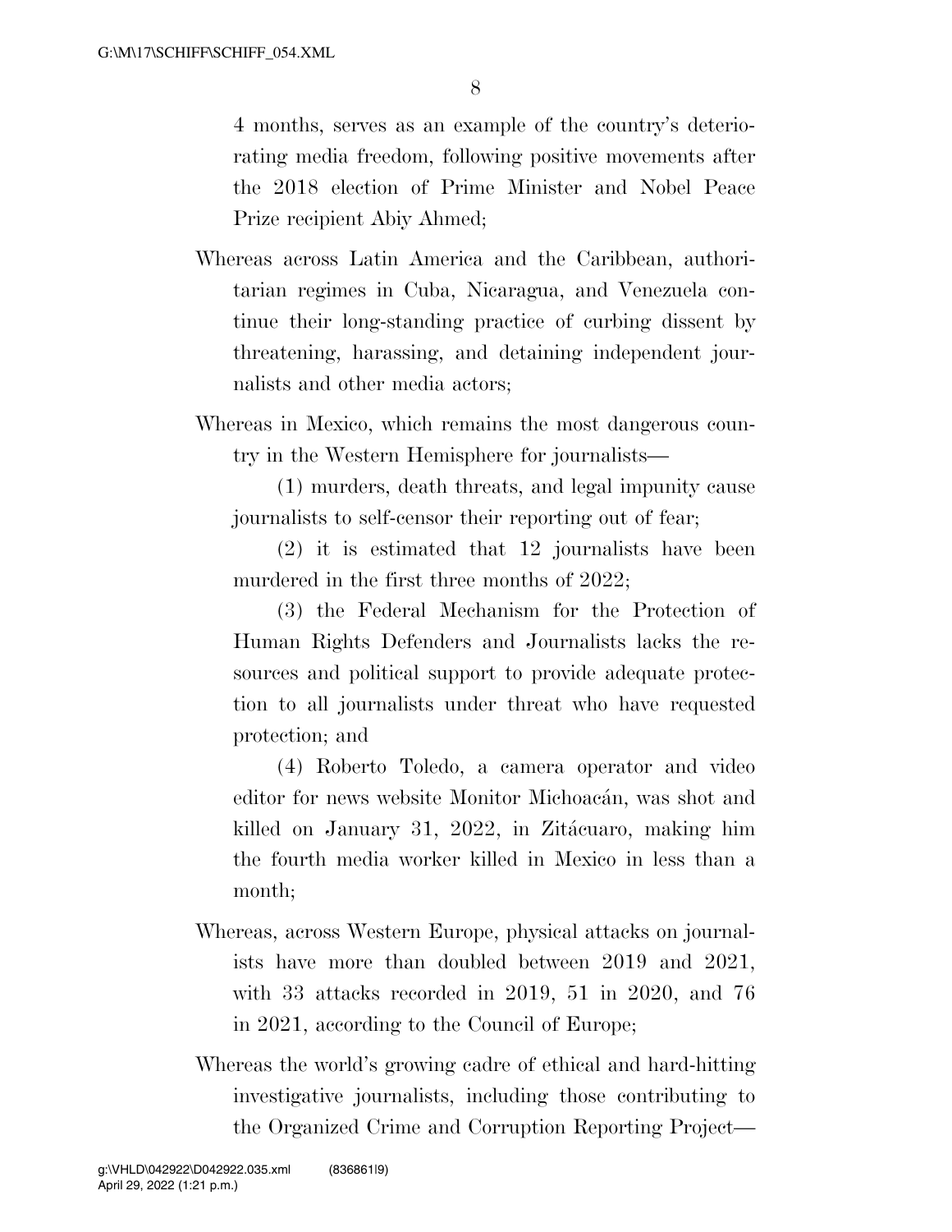4 months, serves as an example of the country's deteriorating media freedom, following positive movements after the 2018 election of Prime Minister and Nobel Peace Prize recipient Abiy Ahmed;

Whereas across Latin America and the Caribbean, authoritarian regimes in Cuba, Nicaragua, and Venezuela continue their long-standing practice of curbing dissent by threatening, harassing, and detaining independent journalists and other media actors;

Whereas in Mexico, which remains the most dangerous country in the Western Hemisphere for journalists—

(1) murders, death threats, and legal impunity cause journalists to self-censor their reporting out of fear;

(2) it is estimated that 12 journalists have been murdered in the first three months of 2022;

(3) the Federal Mechanism for the Protection of Human Rights Defenders and Journalists lacks the resources and political support to provide adequate protection to all journalists under threat who have requested protection; and

(4) Roberto Toledo, a camera operator and video editor for news website Monitor Michoacán, was shot and killed on January 31, 2022, in Zitácuaro, making him the fourth media worker killed in Mexico in less than a month;

Whereas, across Western Europe, physical attacks on journalists have more than doubled between 2019 and 2021, with 33 attacks recorded in 2019, 51 in 2020, and 76 in 2021, according to the Council of Europe;

Whereas the world's growing cadre of ethical and hard-hitting investigative journalists, including those contributing to the Organized Crime and Corruption Reporting Project—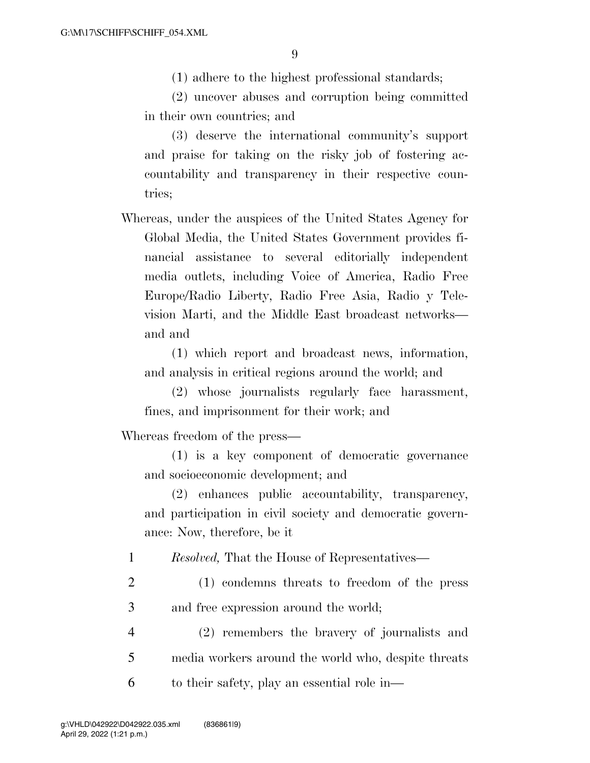(1) adhere to the highest professional standards;

(2) uncover abuses and corruption being committed in their own countries; and

(3) deserve the international community's support and praise for taking on the risky job of fostering accountability and transparency in their respective countries;

Whereas, under the auspices of the United States Agency for Global Media, the United States Government provides financial assistance to several editorially independent media outlets, including Voice of America, Radio Free Europe/Radio Liberty, Radio Free Asia, Radio y Television Marti, and the Middle East broadcast networks—and and

(1) which report and broadcast news, information, and analysis in critical regions around the world; and

(2) whose journalists regularly face harassment, fines, and imprisonment for their work; and

Whereas freedom of the press—

(1) is a key component of democratic governance and socioeconomic development; and

(2) enhances public accountability, transparency, and participation in civil society and democratic governance: Now, therefore, be it

1 *Resolved,* That the House of Representatives—

2 (1) condemns threats to freedom of the press
3 and free expression around the world;

4 (2) remembers the bravery of journalists and
5 media workers around the world who, despite threats
6 to their safety, play an essential role in—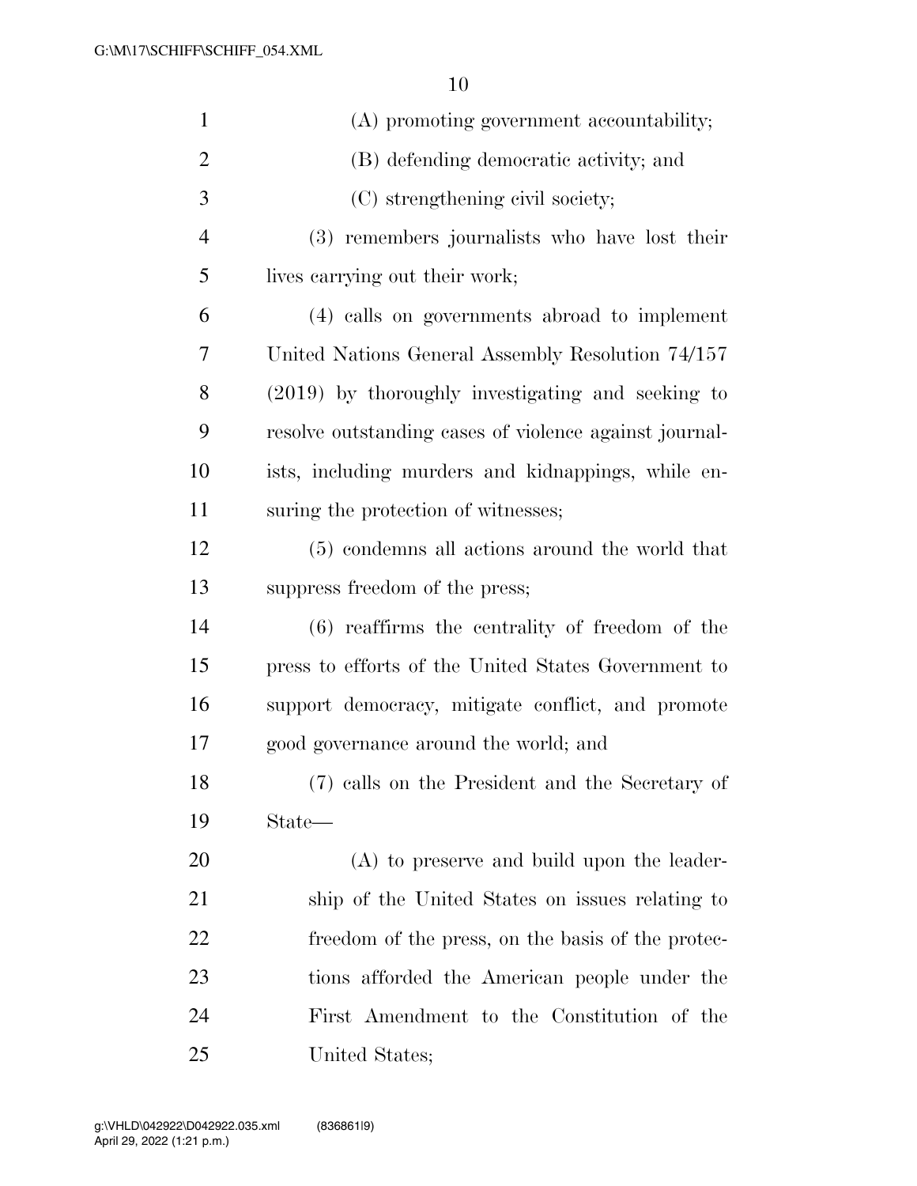(A) promoting government accountability;

(B) defending democratic activity; and

(C) strengthening civil society;

(3) remembers journalists who have lost their lives carrying out their work;

(4) calls on governments abroad to implement United Nations General Assembly Resolution 74/157 (2019) by thoroughly investigating and seeking to resolve outstanding cases of violence against journalists, including murders and kidnappings, while ensuring the protection of witnesses;

(5) condemns all actions around the world that suppress freedom of the press;

(6) reaffirms the centrality of freedom of the press to efforts of the United States Government to support democracy, mitigate conflict, and promote good governance around the world; and

(7) calls on the President and the Secretary of State—

(A) to preserve and build upon the leadership of the United States on issues relating to freedom of the press, on the basis of the protections afforded the American people under the First Amendment to the Constitution of the United States;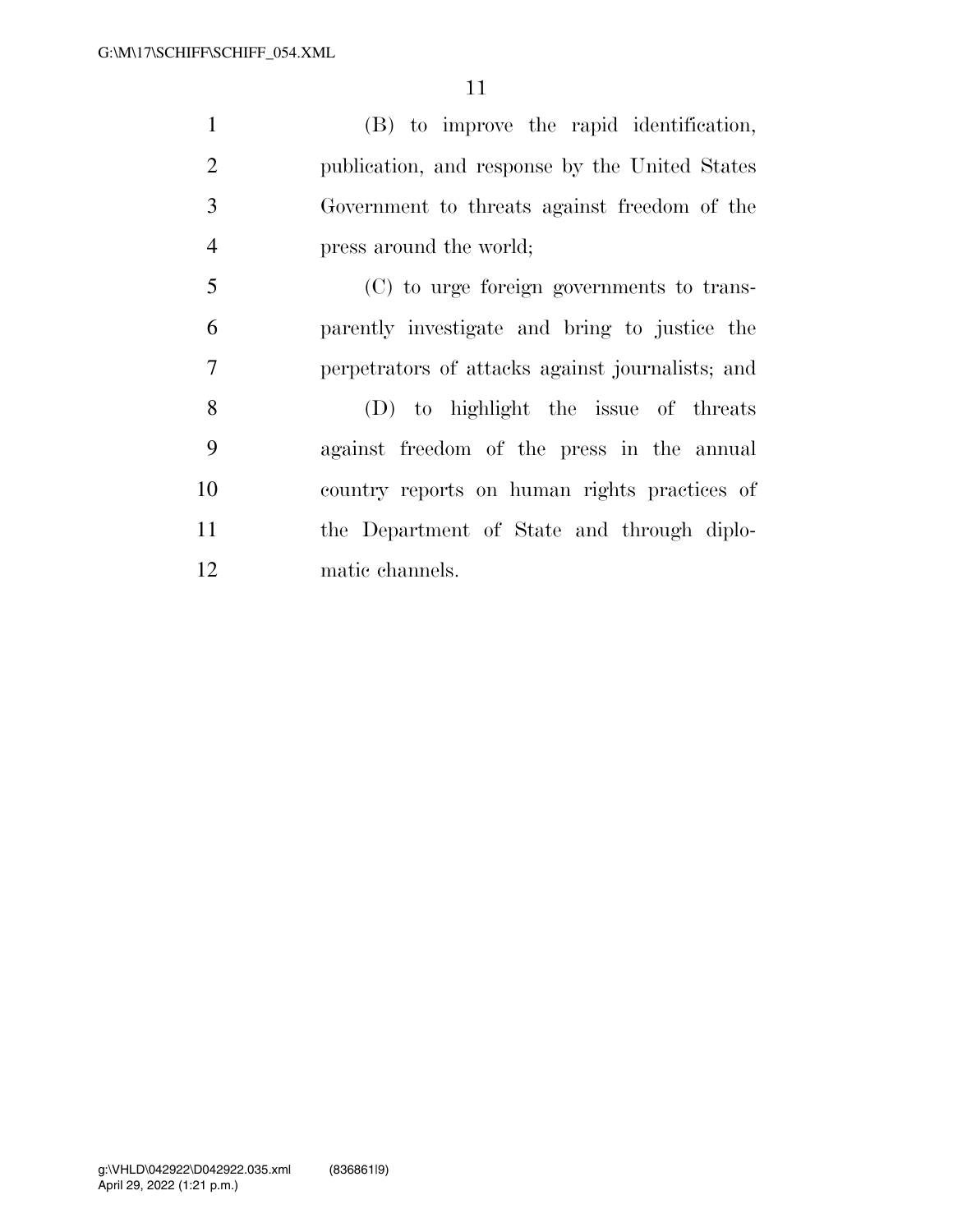(B) to improve the rapid identification, publication, and response by the United States Government to threats against freedom of the press around the world;

(C) to urge foreign governments to transparently investigate and bring to justice the perpetrators of attacks against journalists; and

(D) to highlight the issue of threats against freedom of the press in the annual country reports on human rights practices of the Department of State and through diplomatic channels.